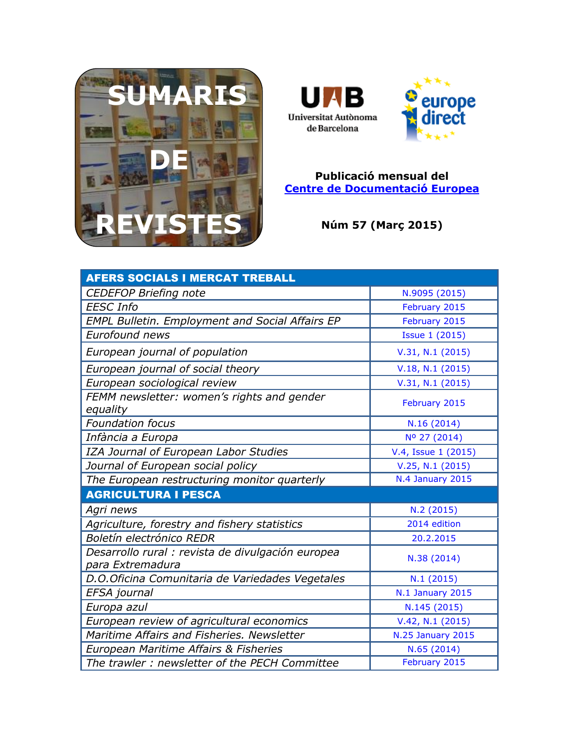# SUMARIS DE REVISTES

Universitat Autònoma de Barcelona

europe direct

**Publicació mensual del**
**Centre de Documentació Europea**

**Núm 57 (Març 2015)**

| AFERS SOCIALS I MERCAT TREBALL | |
|---|---|
| *CEDEFOP Briefing note* | N.9095 (2015) |
| *EESC Info* | February 2015 |
| *EMPL Bulletin. Employment and Social Affairs EP* | February 2015 |
| *Eurofound news* | Issue 1 (2015) |
| *European journal of population* | V.31, N.1 (2015) |
| *European journal of social theory* | V.18, N.1 (2015) |
| *European sociological review* | V.31, N.1 (2015) |
| *FEMM newsletter: women's rights and gender equality* | February 2015 |
| *Foundation focus* | N.16 (2014) |
| *Infància a Europa* | Nº 27 (2014) |
| *IZA Journal of European Labor Studies* | V.4, Issue 1 (2015) |
| *Journal of European social policy* | V.25, N.1 (2015) |
| *The European restructuring monitor quarterly* | N.4 January 2015 |
| **AGRICULTURA I PESCA** | |
| *Agri news* | N.2 (2015) |
| *Agriculture, forestry and fishery statistics* | 2014 edition |
| *Boletín electrónico REDR* | 20.2.2015 |
| *Desarrollo rural : revista de divulgación europea para Extremadura* | N.38 (2014) |
| *D.O.Oficina Comunitaria de Variedades Vegetales* | N.1 (2015) |
| *EFSA journal* | N.1 January 2015 |
| *Europa azul* | N.145 (2015) |
| *European review of agricultural economics* | V.42, N.1 (2015) |
| *Maritime Affairs and Fisheries. Newsletter* | N.25 January 2015 |
| *European Maritime Affairs & Fisheries* | N.65 (2014) |
| *The trawler : newsletter of the PECH Committee* | February 2015 |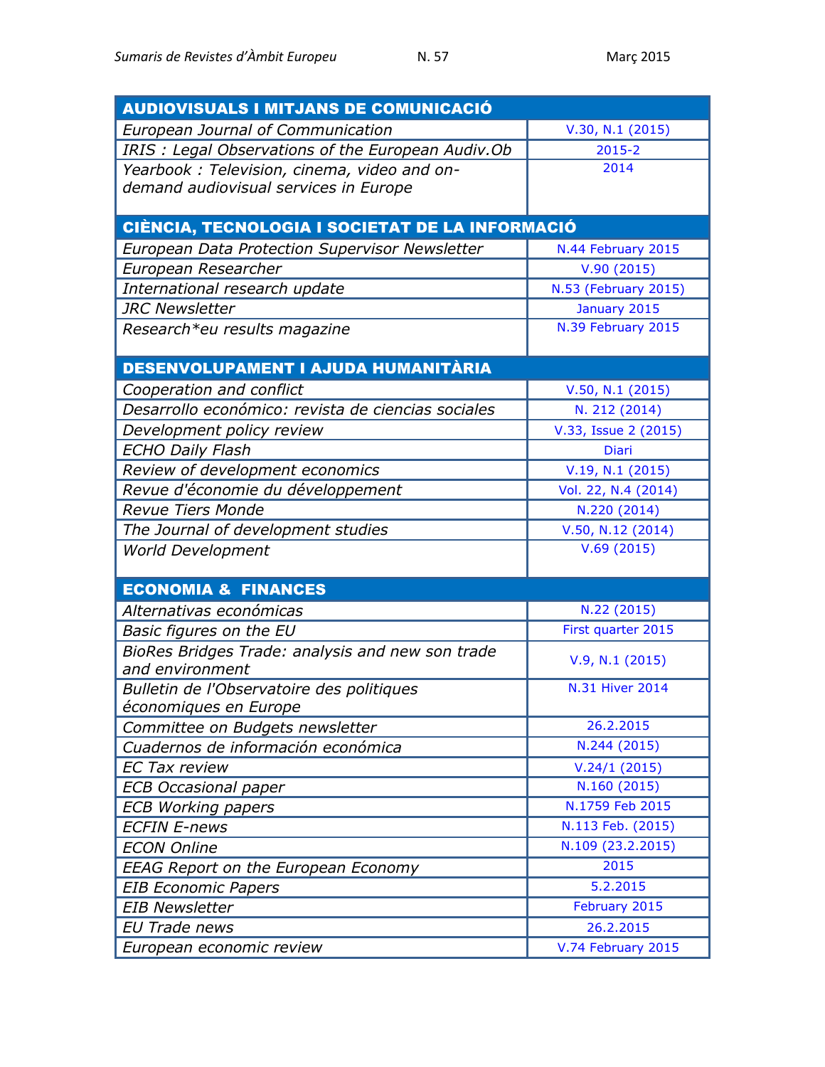| AUDIOVISUALS I MITJANS DE COMUNICACIÓ | |
|---|---|
| *European Journal of Communication* | V.30, N.1 (2015) |
| *IRIS : Legal Observations of the European Audiv.Ob* | 2015-2 |
| *Yearbook : Television, cinema, video and on-demand audiovisual services in Europe* | 2014 |

| CIÈNCIA, TECNOLOGIA I SOCIETAT DE LA INFORMACIÓ | |
|---|---|
| *European Data Protection Supervisor Newsletter* | N.44 February 2015 |
| *European Researcher* | V.90 (2015) |
| *International research update* | N.53 (February 2015) |
| *JRC Newsletter* | January 2015 |
| *Research*eu results magazine* | N.39 February 2015 |

| DESENVOLUPAMENT I AJUDA HUMANITÀRIA | |
|---|---|
| *Cooperation and conflict* | V.50, N.1 (2015) |
| *Desarrollo económico: revista de ciencias sociales* | N. 212 (2014) |
| *Development policy review* | V.33, Issue 2 (2015) |
| *ECHO Daily Flash* | Diari |
| *Review of development economics* | V.19, N.1 (2015) |
| *Revue d'économie du développement* | Vol. 22, N.4 (2014) |
| *Revue Tiers Monde* | N.220 (2014) |
| *The Journal of development studies* | V.50, N.12 (2014) |
| *World Development* | V.69 (2015) |

| ECONOMIA & FINANCES | |
|---|---|
| *Alternativas económicas* | N.22 (2015) |
| *Basic figures on the EU* | First quarter 2015 |
| *BioRes Bridges Trade: analysis and new son trade and environment* | V.9, N.1 (2015) |
| *Bulletin de l'Observatoire des politiques économiques en Europe* | N.31 Hiver 2014 |
| *Committee on Budgets newsletter* | 26.2.2015 |
| *Cuadernos de información económica* | N.244 (2015) |
| *EC Tax review* | V.24/1 (2015) |
| *ECB Occasional paper* | N.160 (2015) |
| *ECB Working papers* | N.1759 Feb 2015 |
| *ECFIN E-news* | N.113 Feb. (2015) |
| *ECON Online* | N.109 (23.2.2015) |
| *EEAG Report on the European Economy* | 2015 |
| *EIB Economic Papers* | 5.2.2015 |
| *EIB Newsletter* | February 2015 |
| *EU Trade news* | 26.2.2015 |
| *European economic review* | V.74 February 2015 |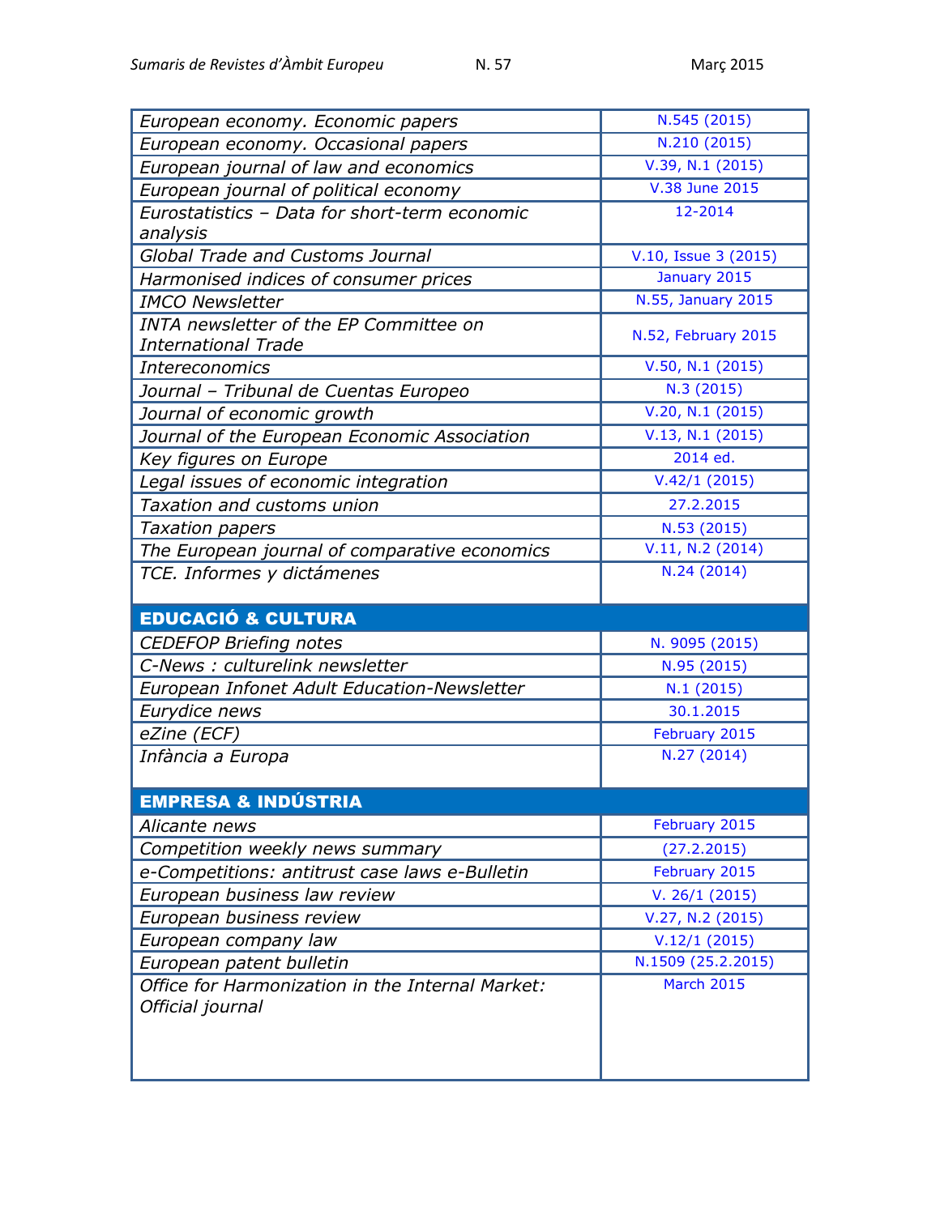| | |
|---|---|
| *European economy. Economic papers* | N.545 (2015) |
| *European economy. Occasional papers* | N.210 (2015) |
| *European journal of law and economics* | V.39, N.1 (2015) |
| *European journal of political economy* | V.38 June 2015 |
| *Eurostatistics – Data for short-term economic analysis* | 12-2014 |
| *Global Trade and Customs Journal* | V.10, Issue 3 (2015) |
| *Harmonised indices of consumer prices* | January 2015 |
| *IMCO Newsletter* | N.55, January 2015 |
| *INTA newsletter of the EP Committee on International Trade* | N.52, February 2015 |
| *Intereconomics* | V.50, N.1 (2015) |
| *Journal – Tribunal de Cuentas Europeo* | N.3 (2015) |
| *Journal of economic growth* | V.20, N.1 (2015) |
| *Journal of the European Economic Association* | V.13, N.1 (2015) |
| *Key figures on Europe* | 2014 ed. |
| *Legal issues of economic integration* | V.42/1 (2015) |
| *Taxation and customs union* | 27.2.2015 |
| *Taxation papers* | N.53 (2015) |
| *The European journal of comparative economics* | V.11, N.2 (2014) |
| *TCE. Informes y dictámenes* | N.24 (2014) |
| **EDUCACIÓ & CULTURA** | |
| *CEDEFOP Briefing notes* | N. 9095 (2015) |
| *C-News : culturelink newsletter* | N.95 (2015) |
| *European Infonet Adult Education-Newsletter* | N.1 (2015) |
| *Eurydice news* | 30.1.2015 |
| *eZine (ECF)* | February 2015 |
| *Infància a Europa* | N.27 (2014) |
| **EMPRESA & INDÚSTRIA** | |
| *Alicante news* | February 2015 |
| *Competition weekly news summary* | (27.2.2015) |
| *e-Competitions: antitrust case laws e-Bulletin* | February 2015 |
| *European business law review* | V. 26/1 (2015) |
| *European business review* | V.27, N.2 (2015) |
| *European company law* | V.12/1 (2015) |
| *European patent bulletin* | N.1509 (25.2.2015) |
| *Office for Harmonization in the Internal Market: Official journal* | March 2015 |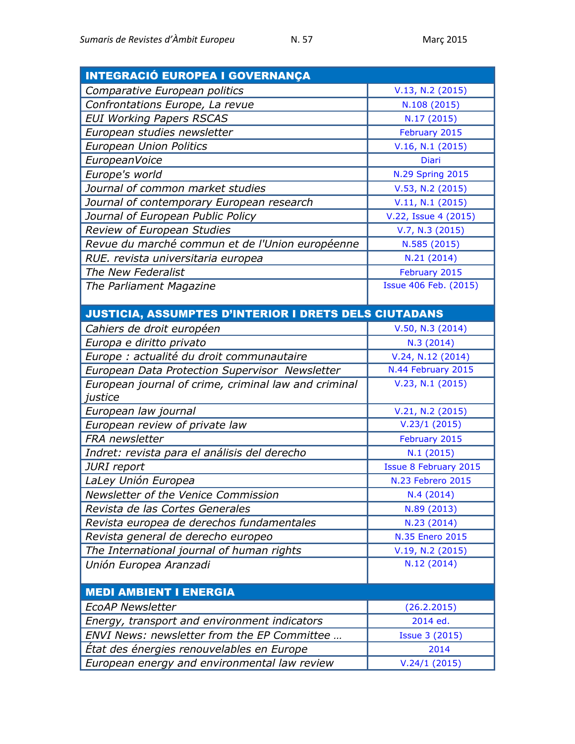| INTEGRACIÓ EUROPEA I GOVERNANÇA | |
| --- | --- |
| *Comparative European politics* | V.13, N.2 (2015) |
| *Confrontations Europe, La revue* | N.108 (2015) |
| *EUI Working Papers RSCAS* | N.17 (2015) |
| *European studies newsletter* | February 2015 |
| *European Union Politics* | V.16, N.1 (2015) |
| *EuropeanVoice* | Diari |
| *Europe's world* | N.29 Spring 2015 |
| *Journal of common market studies* | V.53, N.2 (2015) |
| *Journal of contemporary European research* | V.11, N.1 (2015) |
| *Journal of European Public Policy* | V.22, Issue 4 (2015) |
| *Review of European Studies* | V.7, N.3 (2015) |
| *Revue du marché commun et de l'Union européenne* | N.585 (2015) |
| *RUE. revista universitaria europea* | N.21 (2014) |
| *The New Federalist* | February 2015 |
| *The Parliament Magazine* | Issue 406 Feb. (2015) |

| JUSTICIA, ASSUMPTES D'INTERIOR I DRETS DELS CIUTADANS | |
| --- | --- |
| *Cahiers de droit européen* | V.50, N.3 (2014) |
| *Europa e diritto privato* | N.3 (2014) |
| *Europe : actualité du droit communautaire* | V.24, N.12 (2014) |
| *European Data Protection Supervisor Newsletter* | N.44 February 2015 |
| *European journal of crime, criminal law and criminal justice* | V.23, N.1 (2015) |
| *European law journal* | V.21, N.2 (2015) |
| *European review of private law* | V.23/1 (2015) |
| *FRA newsletter* | February 2015 |
| *Indret: revista para el análisis del derecho* | N.1 (2015) |
| *JURI report* | Issue 8 February 2015 |
| *LaLey Unión Europea* | N.23 Febrero 2015 |
| *Newsletter of the Venice Commission* | N.4 (2014) |
| *Revista de las Cortes Generales* | N.89 (2013) |
| *Revista europea de derechos fundamentales* | N.23 (2014) |
| *Revista general de derecho europeo* | N.35 Enero 2015 |
| *The International journal of human rights* | V.19, N.2 (2015) |
| *Unión Europea Aranzadi* | N.12 (2014) |

| MEDI AMBIENT I ENERGIA | |
| --- | --- |
| *EcoAP Newsletter* | (26.2.2015) |
| *Energy, transport and environment indicators* | 2014 ed. |
| *ENVI News: newsletter from the EP Committee …* | Issue 3 (2015) |
| *État des énergies renouvelables en Europe* | 2014 |
| *European energy and environmental law review* | V.24/1 (2015) |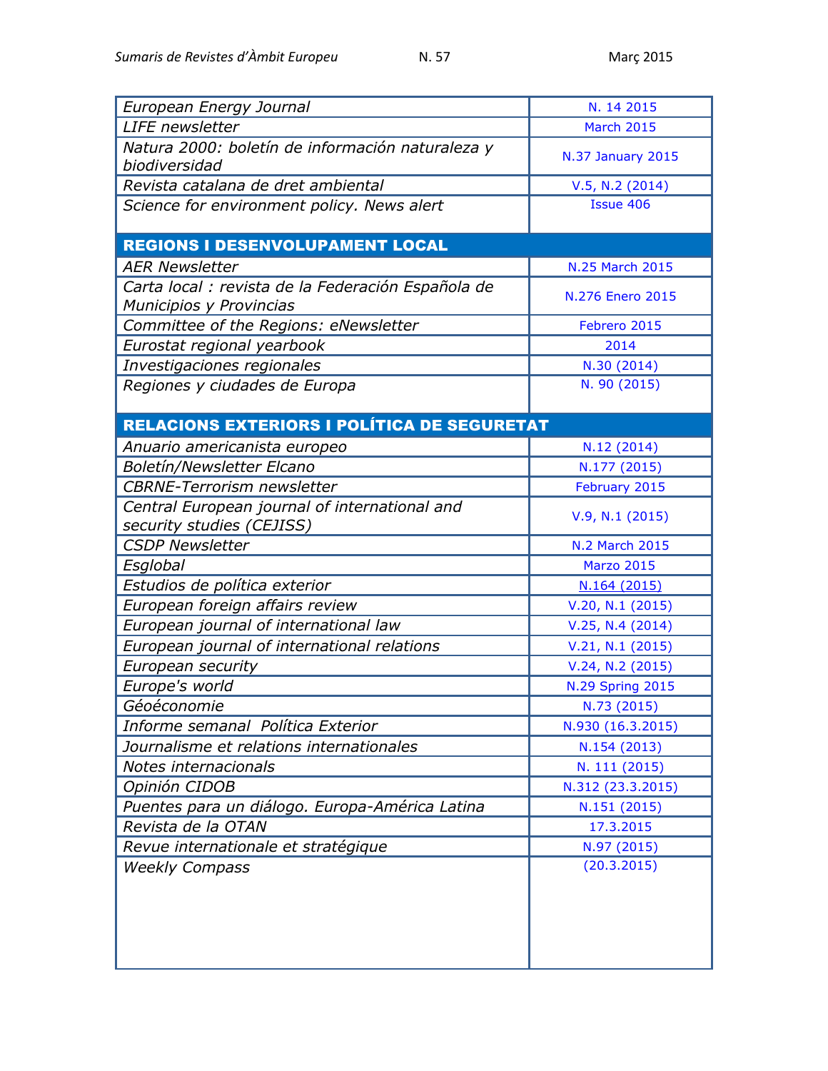| | |
|---|---|
| *European Energy Journal* | N. 14 2015 |
| *LIFE newsletter* | March 2015 |
| *Natura 2000: boletín de información naturaleza y biodiversidad* | N.37 January 2015 |
| *Revista catalana de dret ambiental* | V.5, N.2 (2014) |
| *Science for environment policy. News alert* | Issue 406 |
| **REGIONS I DESENVOLUPAMENT LOCAL** | |
| *AER Newsletter* | N.25 March 2015 |
| *Carta local : revista de la Federación Española de Municipios y Provincias* | N.276 Enero 2015 |
| *Committee of the Regions: eNewsletter* | Febrero 2015 |
| *Eurostat regional yearbook* | 2014 |
| *Investigaciones regionales* | N.30 (2014) |
| *Regiones y ciudades de Europa* | N. 90 (2015) |
| **RELACIONS EXTERIORS I POLÍTICA DE SEGURETAT** | |
| *Anuario americanista europeo* | N.12 (2014) |
| *Boletín/Newsletter Elcano* | N.177 (2015) |
| *CBRNE-Terrorism newsletter* | February 2015 |
| *Central European journal of international and security studies (CEJISS)* | V.9, N.1 (2015) |
| *CSDP Newsletter* | N.2 March 2015 |
| *Esglobal* | Marzo 2015 |
| *Estudios de política exterior* | N.164 (2015) |
| *European foreign affairs review* | V.20, N.1 (2015) |
| *European journal of international law* | V.25, N.4 (2014) |
| *European journal of international relations* | V.21, N.1 (2015) |
| *European security* | V.24, N.2 (2015) |
| *Europe's world* | N.29 Spring 2015 |
| *Géoéconomie* | N.73 (2015) |
| *Informe semanal Política Exterior* | N.930 (16.3.2015) |
| *Journalisme et relations internationales* | N.154 (2013) |
| *Notes internacionals* | N. 111 (2015) |
| *Opinión CIDOB* | N.312 (23.3.2015) |
| *Puentes para un diálogo. Europa-América Latina* | N.151 (2015) |
| *Revista de la OTAN* | 17.3.2015 |
| *Revue internationale et stratégique* | N.97 (2015) |
| *Weekly Compass* | (20.3.2015) |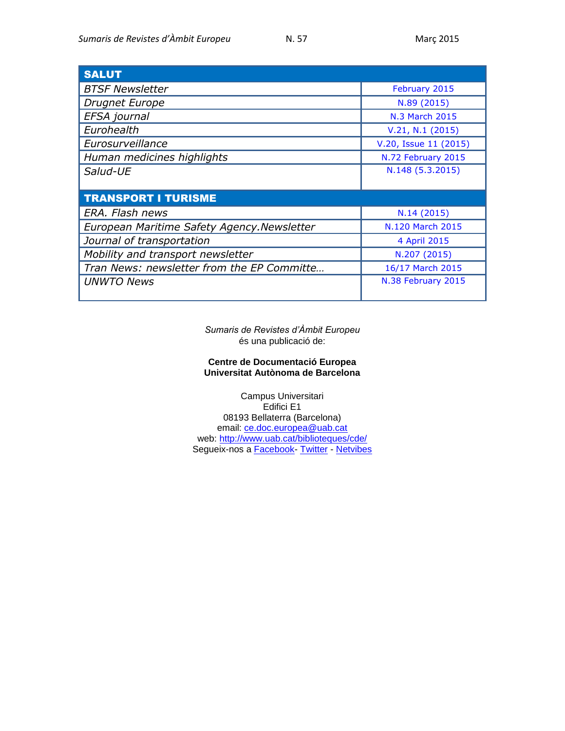| SALUT | |
|---|---|
| *BTSF Newsletter* | February 2015 |
| *Drugnet Europe* | N.89 (2015) |
| *EFSA journal* | N.3 March 2015 |
| *Eurohealth* | V.21, N.1 (2015) |
| *Eurosurveillance* | V.20, Issue 11 (2015) |
| *Human medicines highlights* | N.72 February 2015 |
| *Salud-UE* | N.148 (5.3.2015) |
| **TRANSPORT I TURISME** | |
| *ERA. Flash news* | N.14 (2015) |
| *European Maritime Safety Agency.Newsletter* | N.120 March 2015 |
| *Journal of transportation* | 4 April 2015 |
| *Mobility and transport newsletter* | N.207 (2015) |
| *Tran News: newsletter from the EP Committe…* | 16/17 March 2015 |
| *UNWTO News* | N.38 February 2015 |

*Sumaris de Revistes d'Àmbit Europeu*
és una publicació de:

**Centre de Documentació Europea**
**Universitat Autònoma de Barcelona**

Campus Universitari
Edifici E1
08193 Bellaterra (Barcelona)
email: ce.doc.europea@uab.cat
web: http://www.uab.cat/biblioteques/cde/
Segueix-nos a Facebook- Twitter - Netvibes